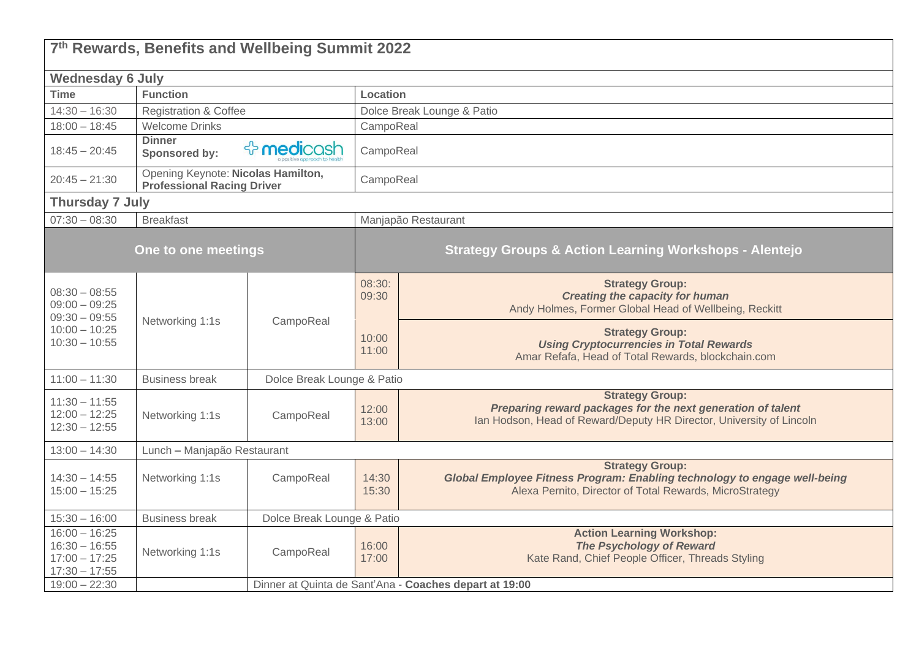# 7[th] Rewards, Benefits and Wellbeing Summit 2022

## Wednesday 6 July

| Time | Function | Location |
|---|---|---|
| 14:30 – 16:30 | Registration & Coffee | Dolce Break Lounge & Patio |
| 18:00 – 18:45 | Welcome Drinks | CampoReal |
| 18:45 – 20:45 | **Dinner Sponsored by:** medicash (a positive approach to health) | CampoReal |
| 20:45 – 21:30 | Opening Keynote: **Nicolas Hamilton, Professional Racing Driver** | CampoReal |

## Thursday 7 July

| Time | Function | Location |
|---|---|---|
| 07:30 – 08:30 | Breakfast | Manjapão Restaurant |

| One to one meetings | | | Strategy Groups & Action Learning Workshops - Alentejo | |
|---|---|---|---|---|
| 08:30 – 08:55<br>09:00 – 09:25<br>09:30 – 09:55<br>10:00 – 10:25<br>10:30 – 10:55 | Networking 1:1s | CampoReal | 08:30: 09:30 | **Strategy Group:**<br>***Creating the capacity for human***<br>Andy Holmes, Former Global Head of Wellbeing, Reckitt |
| | | | 10:00 11:00 | **Strategy Group:**<br>***Using Cryptocurrencies in Total Rewards***<br>Amar Refafa, Head of Total Rewards, blockchain.com |
| 11:00 – 11:30 | Business break | Dolce Break Lounge & Patio | | |
| 11:30 – 11:55<br>12:00 – 12:25<br>12:30 – 12:55 | Networking 1:1s | CampoReal | 12:00 13:00 | **Strategy Group:**<br>***Preparing reward packages for the next generation of talent***<br>Ian Hodson, Head of Reward/Deputy HR Director, University of Lincoln |
| 13:00 – 14:30 | Lunch **–** Manjapão Restaurant | | | |
| 14:30 – 14:55<br>15:00 – 15:25 | Networking 1:1s | CampoReal | 14:30 15:30 | **Strategy Group:**<br>***Global Employee Fitness Program: Enabling technology to engage well-being***<br>Alexa Pernito, Director of Total Rewards, MicroStrategy |
| 15:30 – 16:00 | Business break | Dolce Break Lounge & Patio | | |
| 16:00 – 16:25<br>16:30 – 16:55<br>17:00 – 17:25<br>17:30 – 17:55 | Networking 1:1s | CampoReal | 16:00 17:00 | **Action Learning Workshop:**<br>***The Psychology of Reward***<br>Kate Rand, Chief People Officer, Threads Styling |
| 19:00 – 22:30 | | Dinner at Quinta de Sant'Ana - **Coaches depart at 19:00** | | |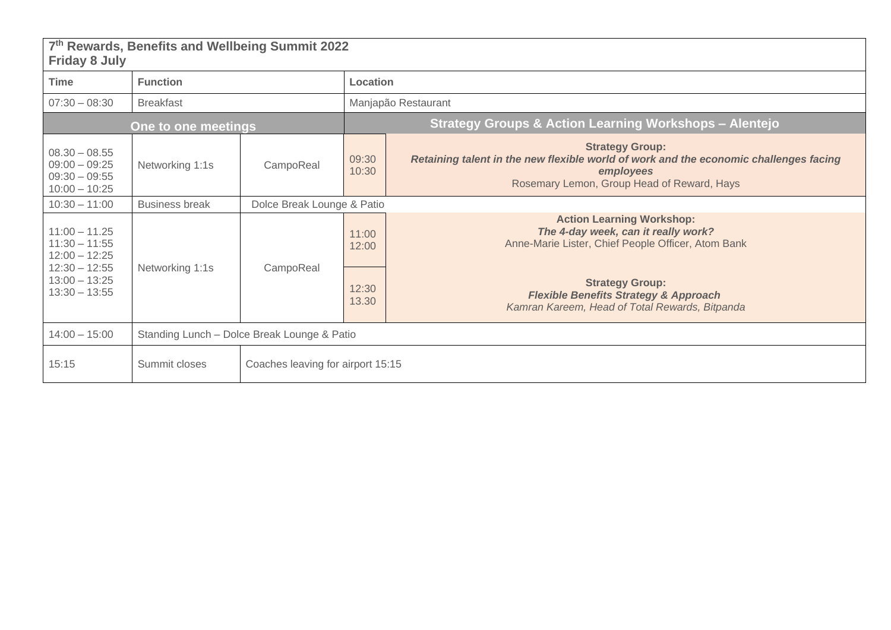| 7th Rewards, Benefits and Wellbeing Summit 2022<br>Friday 8 July | | | | |
|---|---|---|---|---|
| **Time** | **Function** | | **Location** | |
| 07:30 – 08:30 | Breakfast | | Manjapão Restaurant | |
| **One to one meetings** | | | **Strategy Groups & Action Learning Workshops – Alentejo** | |
| 08.30 – 08.55<br>09:00 – 09:25<br>09:30 – 09:55<br>10:00 – 10:25 | Networking 1:1s | CampoReal | 09:30<br>10:30 | **Strategy Group:**<br>***Retaining talent in the new flexible world of work and the economic challenges facing employees***<br>Rosemary Lemon, Group Head of Reward, Hays |
| 10:30 – 11:00 | Business break | Dolce Break Lounge & Patio | | |
| 11:00 – 11.25<br>11:30 – 11:55<br>12:00 – 12:25<br>12:30 – 12:55<br>13:00 – 13:25<br>13:30 – 13:55 | Networking 1:1s | CampoReal | 11:00<br>12:00 | **Action Learning Workshop:**<br>***The 4-day week, can it really work?***<br>Anne-Marie Lister, Chief People Officer, Atom Bank |
| | | | 12:30<br>13.30 | **Strategy Group:**<br>***Flexible Benefits Strategy & Approach***<br>*Kamran Kareem, Head of Total Rewards, Bitpanda* |
| 14:00 – 15:00 | Standing Lunch – Dolce Break Lounge & Patio | | | |
| 15:15 | Summit closes | Coaches leaving for airport 15:15 | | |